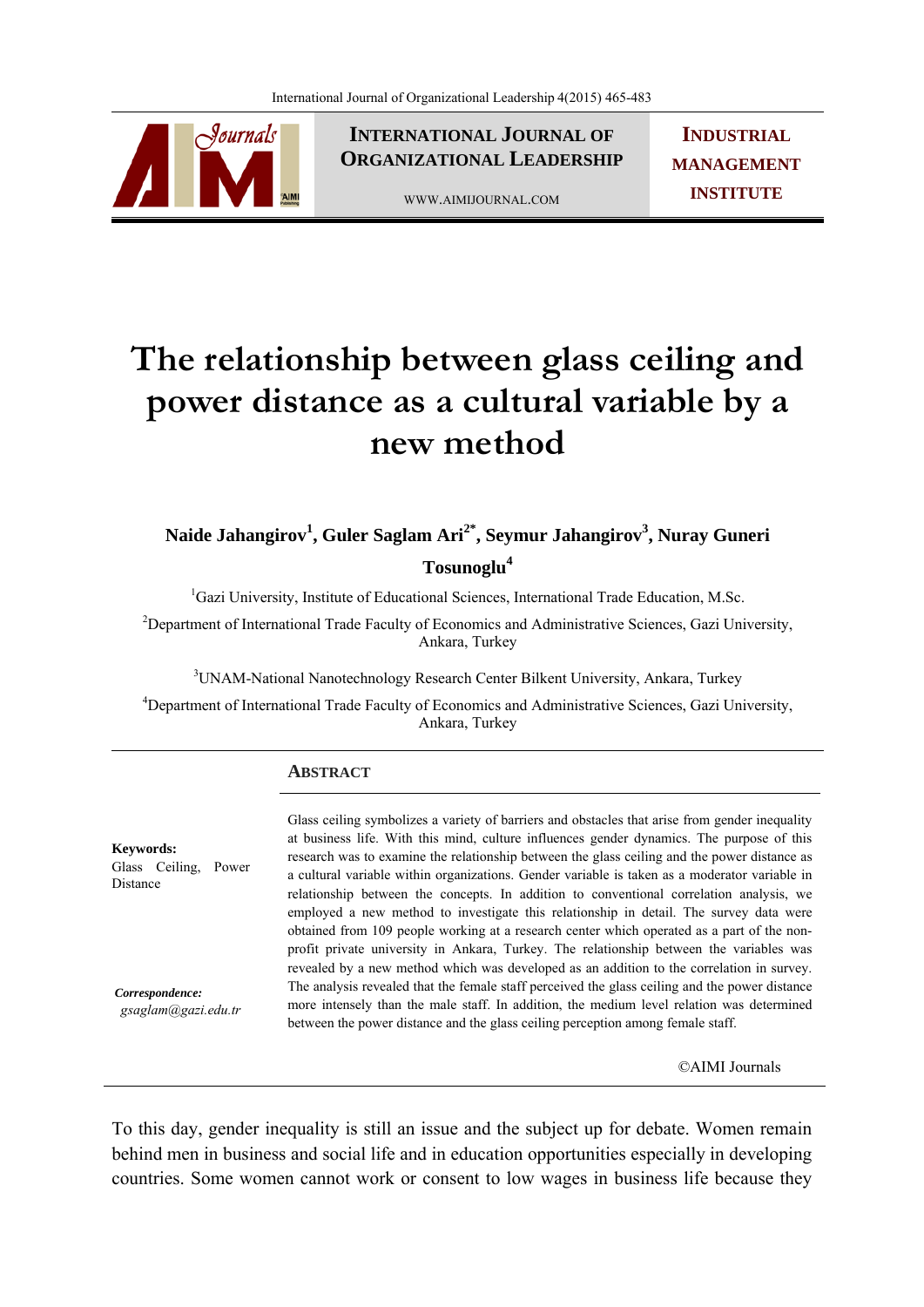# The relationship between glass ceiling and power distance as a cultural variable by a new method

**Naide Jahangirov[1], Guler Saglam Ari[2*], Seymur Jahangirov[3], Nuray Guneri Tosunoglu[4]**

[1]Gazi University, Institute of Educational Sciences, International Trade Education, M.Sc.

[2]Department of International Trade Faculty of Economics and Administrative Sciences, Gazi University, Ankara, Turkey

[3]UNAM-National Nanotechnology Research Center Bilkent University, Ankara, Turkey

[4]Department of International Trade Faculty of Economics and Administrative Sciences, Gazi University, Ankara, Turkey

**Keywords:**
Glass Ceiling, Power Distance

***Correspondence:***
*gsaglam@gazi.edu.tr*

## Abstract

Glass ceiling symbolizes a variety of barriers and obstacles that arise from gender inequality at business life. With this mind, culture influences gender dynamics. The purpose of this research was to examine the relationship between the glass ceiling and the power distance as a cultural variable within organizations. Gender variable is taken as a moderator variable in relationship between the concepts. In addition to conventional correlation analysis, we employed a new method to investigate this relationship in detail. The survey data were obtained from 109 people working at a research center which operated as a part of the non-profit private university in Ankara, Turkey. The relationship between the variables was revealed by a new method which was developed as an addition to the correlation in survey. The analysis revealed that the female staff perceived the glass ceiling and the power distance more intensely than the male staff. In addition, the medium level relation was determined between the power distance and the glass ceiling perception among female staff.

©AIMI Journals

To this day, gender inequality is still an issue and the subject up for debate. Women remain behind men in business and social life and in education opportunities especially in developing countries. Some women cannot work or consent to low wages in business life because they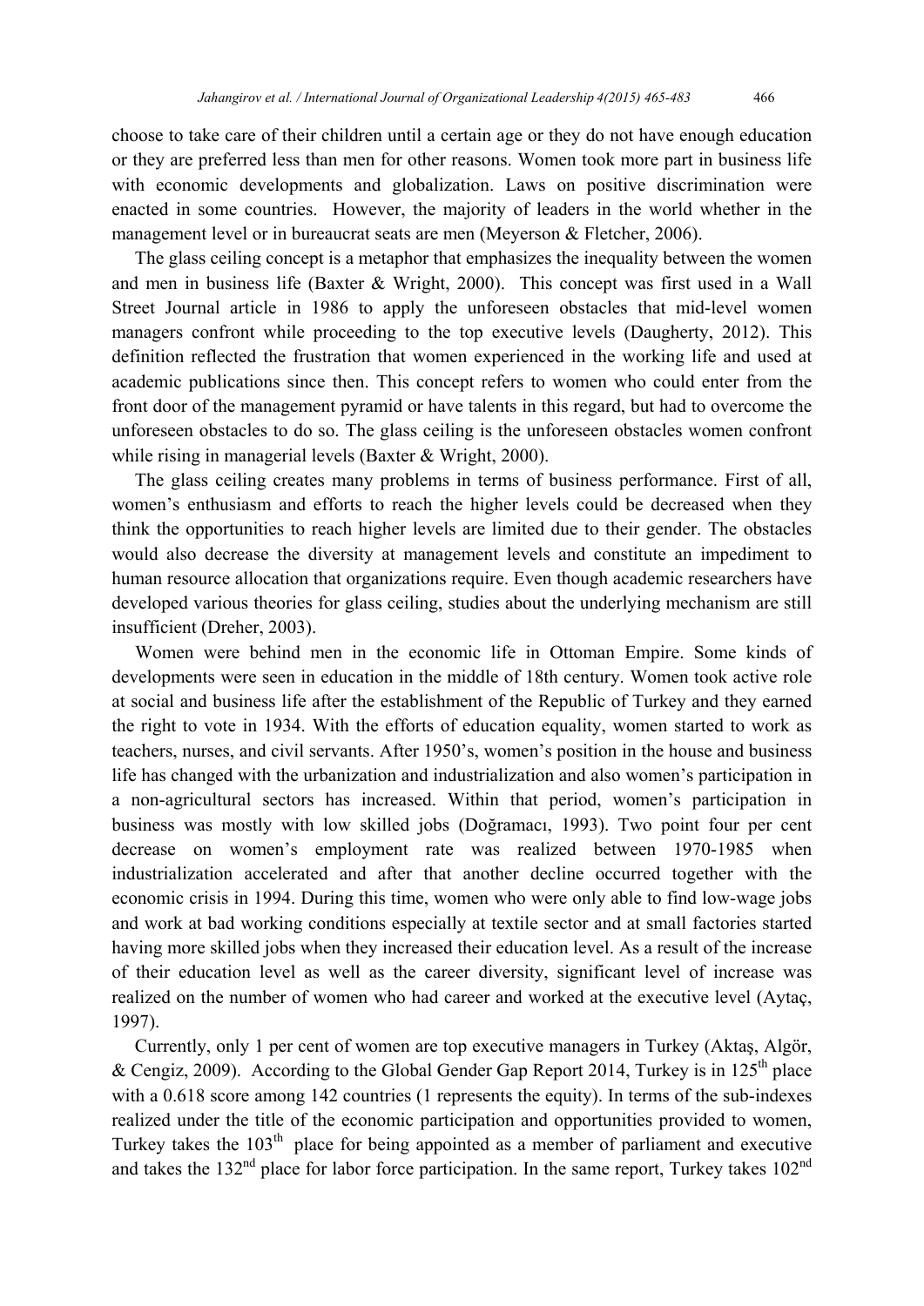choose to take care of their children until a certain age or they do not have enough education or they are preferred less than men for other reasons. Women took more part in business life with economic developments and globalization. Laws on positive discrimination were enacted in some countries. However, the majority of leaders in the world whether in the management level or in bureaucrat seats are men (Meyerson & Fletcher, 2006).

The glass ceiling concept is a metaphor that emphasizes the inequality between the women and men in business life (Baxter & Wright, 2000). This concept was first used in a Wall Street Journal article in 1986 to apply the unforeseen obstacles that mid-level women managers confront while proceeding to the top executive levels (Daugherty, 2012). This definition reflected the frustration that women experienced in the working life and used at academic publications since then. This concept refers to women who could enter from the front door of the management pyramid or have talents in this regard, but had to overcome the unforeseen obstacles to do so. The glass ceiling is the unforeseen obstacles women confront while rising in managerial levels (Baxter & Wright, 2000).

The glass ceiling creates many problems in terms of business performance. First of all, women's enthusiasm and efforts to reach the higher levels could be decreased when they think the opportunities to reach higher levels are limited due to their gender. The obstacles would also decrease the diversity at management levels and constitute an impediment to human resource allocation that organizations require. Even though academic researchers have developed various theories for glass ceiling, studies about the underlying mechanism are still insufficient (Dreher, 2003).

Women were behind men in the economic life in Ottoman Empire. Some kinds of developments were seen in education in the middle of 18th century. Women took active role at social and business life after the establishment of the Republic of Turkey and they earned the right to vote in 1934. With the efforts of education equality, women started to work as teachers, nurses, and civil servants. After 1950's, women's position in the house and business life has changed with the urbanization and industrialization and also women's participation in a non-agricultural sectors has increased. Within that period, women's participation in business was mostly with low skilled jobs (Doğramacı, 1993). Two point four per cent decrease on women's employment rate was realized between 1970-1985 when industrialization accelerated and after that another decline occurred together with the economic crisis in 1994. During this time, women who were only able to find low-wage jobs and work at bad working conditions especially at textile sector and at small factories started having more skilled jobs when they increased their education level. As a result of the increase of their education level as well as the career diversity, significant level of increase was realized on the number of women who had career and worked at the executive level (Aytaç, 1997).

Currently, only 1 per cent of women are top executive managers in Turkey (Aktaş, Algör, & Cengiz, 2009). According to the Global Gender Gap Report 2014, Turkey is in 125th place with a 0.618 score among 142 countries (1 represents the equity). In terms of the sub-indexes realized under the title of the economic participation and opportunities provided to women, Turkey takes the 103th place for being appointed as a member of parliament and executive and takes the 132nd place for labor force participation. In the same report, Turkey takes 102nd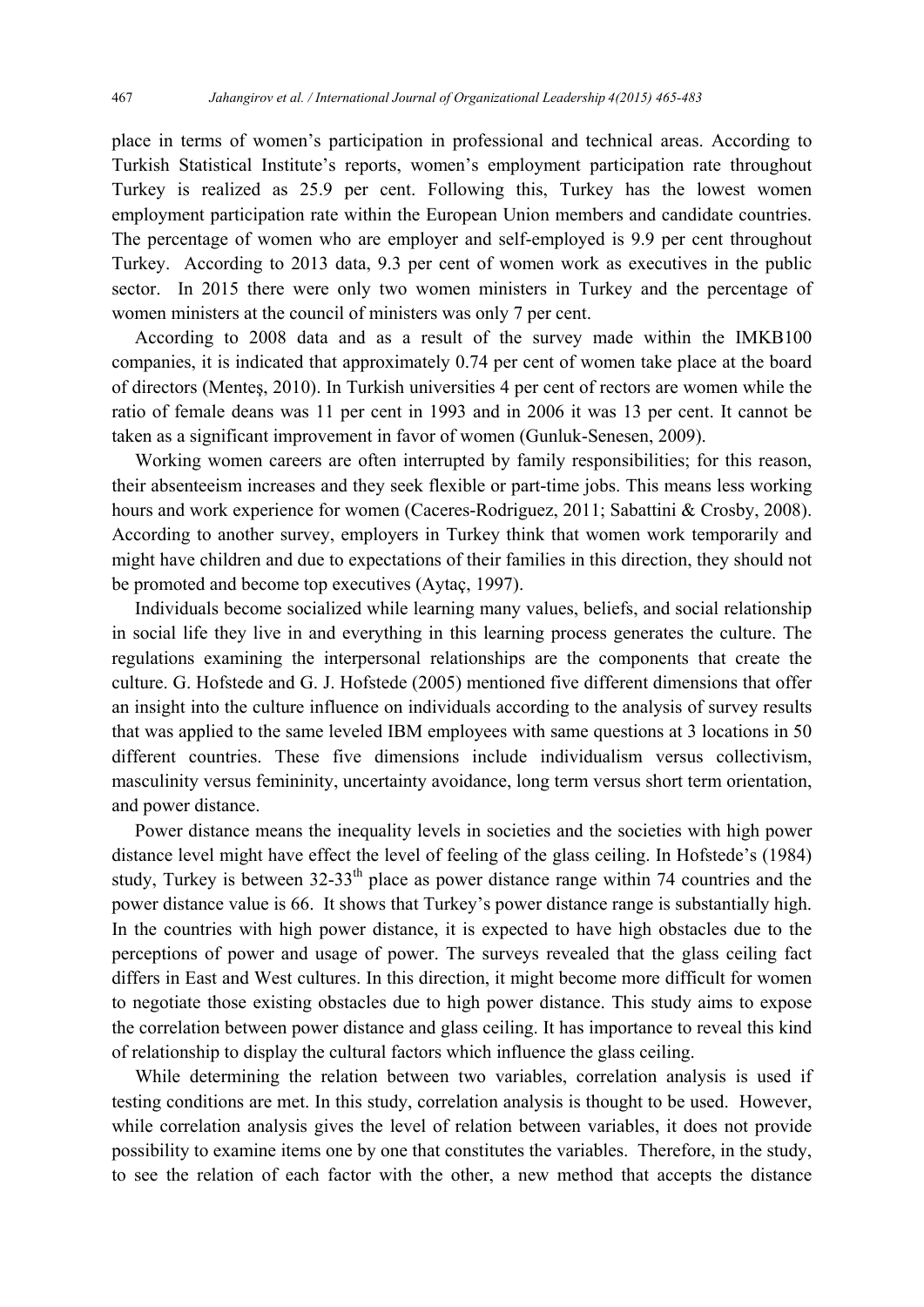place in terms of women's participation in professional and technical areas. According to Turkish Statistical Institute's reports, women's employment participation rate throughout Turkey is realized as 25.9 per cent. Following this, Turkey has the lowest women employment participation rate within the European Union members and candidate countries. The percentage of women who are employer and self-employed is 9.9 per cent throughout Turkey. According to 2013 data, 9.3 per cent of women work as executives in the public sector. In 2015 there were only two women ministers in Turkey and the percentage of women ministers at the council of ministers was only 7 per cent.

According to 2008 data and as a result of the survey made within the IMKB100 companies, it is indicated that approximately 0.74 per cent of women take place at the board of directors (Menteş, 2010). In Turkish universities 4 per cent of rectors are women while the ratio of female deans was 11 per cent in 1993 and in 2006 it was 13 per cent. It cannot be taken as a significant improvement in favor of women (Gunluk-Senesen, 2009).

Working women careers are often interrupted by family responsibilities; for this reason, their absenteeism increases and they seek flexible or part-time jobs. This means less working hours and work experience for women (Caceres-Rodriguez, 2011; Sabattini & Crosby, 2008). According to another survey, employers in Turkey think that women work temporarily and might have children and due to expectations of their families in this direction, they should not be promoted and become top executives (Aytaç, 1997).

Individuals become socialized while learning many values, beliefs, and social relationship in social life they live in and everything in this learning process generates the culture. The regulations examining the interpersonal relationships are the components that create the culture. G. Hofstede and G. J. Hofstede (2005) mentioned five different dimensions that offer an insight into the culture influence on individuals according to the analysis of survey results that was applied to the same leveled IBM employees with same questions at 3 locations in 50 different countries. These five dimensions include individualism versus collectivism, masculinity versus femininity, uncertainty avoidance, long term versus short term orientation, and power distance.

Power distance means the inequality levels in societies and the societies with high power distance level might have effect the level of feeling of the glass ceiling. In Hofstede's (1984) study, Turkey is between 32-33th place as power distance range within 74 countries and the power distance value is 66. It shows that Turkey's power distance range is substantially high. In the countries with high power distance, it is expected to have high obstacles due to the perceptions of power and usage of power. The surveys revealed that the glass ceiling fact differs in East and West cultures. In this direction, it might become more difficult for women to negotiate those existing obstacles due to high power distance. This study aims to expose the correlation between power distance and glass ceiling. It has importance to reveal this kind of relationship to display the cultural factors which influence the glass ceiling.

While determining the relation between two variables, correlation analysis is used if testing conditions are met. In this study, correlation analysis is thought to be used. However, while correlation analysis gives the level of relation between variables, it does not provide possibility to examine items one by one that constitutes the variables. Therefore, in the study, to see the relation of each factor with the other, a new method that accepts the distance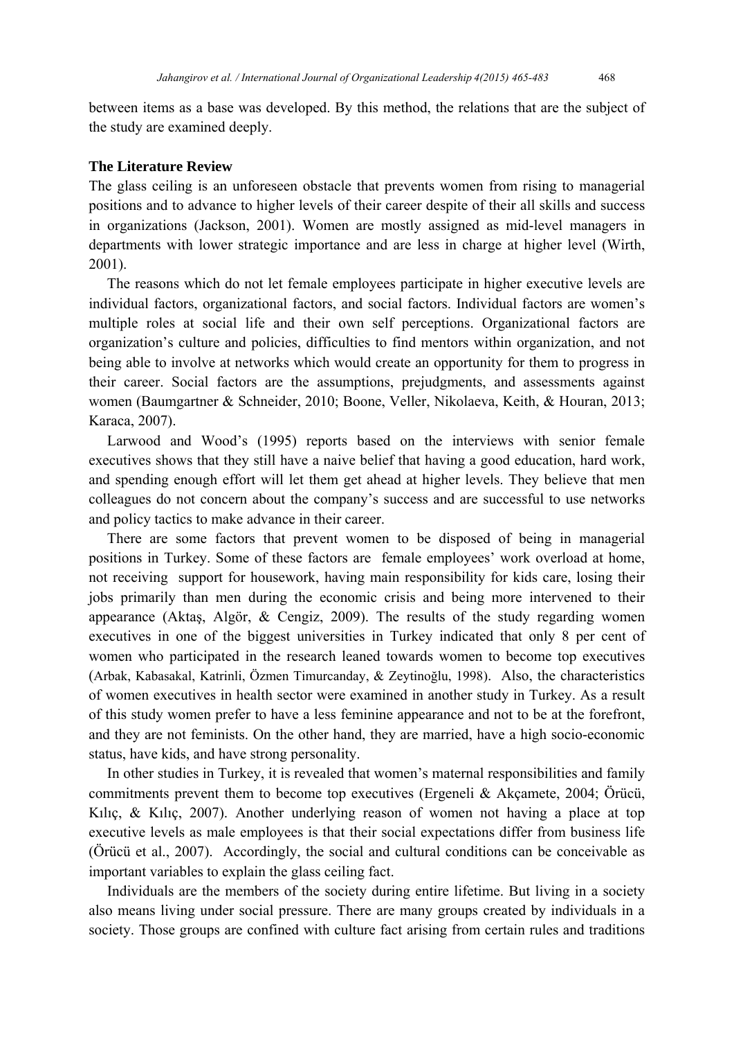between items as a base was developed. By this method, the relations that are the subject of the study are examined deeply.

## The Literature Review

The glass ceiling is an unforeseen obstacle that prevents women from rising to managerial positions and to advance to higher levels of their career despite of their all skills and success in organizations (Jackson, 2001). Women are mostly assigned as mid-level managers in departments with lower strategic importance and are less in charge at higher level (Wirth, 2001).

The reasons which do not let female employees participate in higher executive levels are individual factors, organizational factors, and social factors. Individual factors are women's multiple roles at social life and their own self perceptions. Organizational factors are organization's culture and policies, difficulties to find mentors within organization, and not being able to involve at networks which would create an opportunity for them to progress in their career. Social factors are the assumptions, prejudgments, and assessments against women (Baumgartner & Schneider, 2010; Boone, Veller, Nikolaeva, Keith, & Houran, 2013; Karaca, 2007).

Larwood and Wood's (1995) reports based on the interviews with senior female executives shows that they still have a naive belief that having a good education, hard work, and spending enough effort will let them get ahead at higher levels. They believe that men colleagues do not concern about the company's success and are successful to use networks and policy tactics to make advance in their career.

There are some factors that prevent women to be disposed of being in managerial positions in Turkey. Some of these factors are female employees' work overload at home, not receiving support for housework, having main responsibility for kids care, losing their jobs primarily than men during the economic crisis and being more intervened to their appearance (Aktaş, Algör, & Cengiz, 2009). The results of the study regarding women executives in one of the biggest universities in Turkey indicated that only 8 per cent of women who participated in the research leaned towards women to become top executives (Arbak, Kabasakal, Katrinli, Özmen Timurcanday, & Zeytinoğlu, 1998). Also, the characteristics of women executives in health sector were examined in another study in Turkey. As a result of this study women prefer to have a less feminine appearance and not to be at the forefront, and they are not feminists. On the other hand, they are married, have a high socio-economic status, have kids, and have strong personality.

In other studies in Turkey, it is revealed that women's maternal responsibilities and family commitments prevent them to become top executives (Ergeneli & Akçamete, 2004; Örücü, Kılıç, & Kılıç, 2007). Another underlying reason of women not having a place at top executive levels as male employees is that their social expectations differ from business life (Örücü et al., 2007). Accordingly, the social and cultural conditions can be conceivable as important variables to explain the glass ceiling fact.

Individuals are the members of the society during entire lifetime. But living in a society also means living under social pressure. There are many groups created by individuals in a society. Those groups are confined with culture fact arising from certain rules and traditions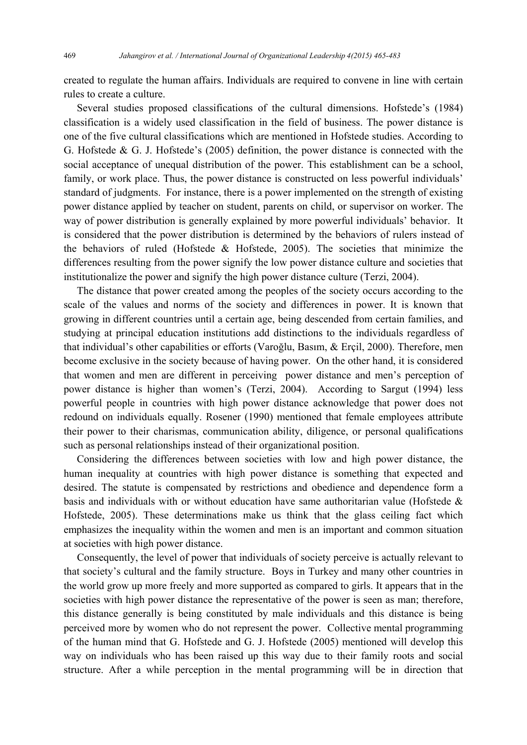created to regulate the human affairs. Individuals are required to convene in line with certain rules to create a culture.

Several studies proposed classifications of the cultural dimensions. Hofstede's (1984) classification is a widely used classification in the field of business. The power distance is one of the five cultural classifications which are mentioned in Hofstede studies. According to G. Hofstede & G. J. Hofstede's (2005) definition, the power distance is connected with the social acceptance of unequal distribution of the power. This establishment can be a school, family, or work place. Thus, the power distance is constructed on less powerful individuals' standard of judgments. For instance, there is a power implemented on the strength of existing power distance applied by teacher on student, parents on child, or supervisor on worker. The way of power distribution is generally explained by more powerful individuals' behavior. It is considered that the power distribution is determined by the behaviors of rulers instead of the behaviors of ruled (Hofstede & Hofstede, 2005). The societies that minimize the differences resulting from the power signify the low power distance culture and societies that institutionalize the power and signify the high power distance culture (Terzi, 2004).

The distance that power created among the peoples of the society occurs according to the scale of the values and norms of the society and differences in power. It is known that growing in different countries until a certain age, being descended from certain families, and studying at principal education institutions add distinctions to the individuals regardless of that individual's other capabilities or efforts (Varoğlu, Basım, & Erçil, 2000). Therefore, men become exclusive in the society because of having power. On the other hand, it is considered that women and men are different in perceiving power distance and men's perception of power distance is higher than women's (Terzi, 2004). According to Sargut (1994) less powerful people in countries with high power distance acknowledge that power does not redound on individuals equally. Rosener (1990) mentioned that female employees attribute their power to their charismas, communication ability, diligence, or personal qualifications such as personal relationships instead of their organizational position.

Considering the differences between societies with low and high power distance, the human inequality at countries with high power distance is something that expected and desired. The statute is compensated by restrictions and obedience and dependence form a basis and individuals with or without education have same authoritarian value (Hofstede & Hofstede, 2005). These determinations make us think that the glass ceiling fact which emphasizes the inequality within the women and men is an important and common situation at societies with high power distance.

Consequently, the level of power that individuals of society perceive is actually relevant to that society's cultural and the family structure. Boys in Turkey and many other countries in the world grow up more freely and more supported as compared to girls. It appears that in the societies with high power distance the representative of the power is seen as man; therefore, this distance generally is being constituted by male individuals and this distance is being perceived more by women who do not represent the power. Collective mental programming of the human mind that G. Hofstede and G. J. Hofstede (2005) mentioned will develop this way on individuals who has been raised up this way due to their family roots and social structure. After a while perception in the mental programming will be in direction that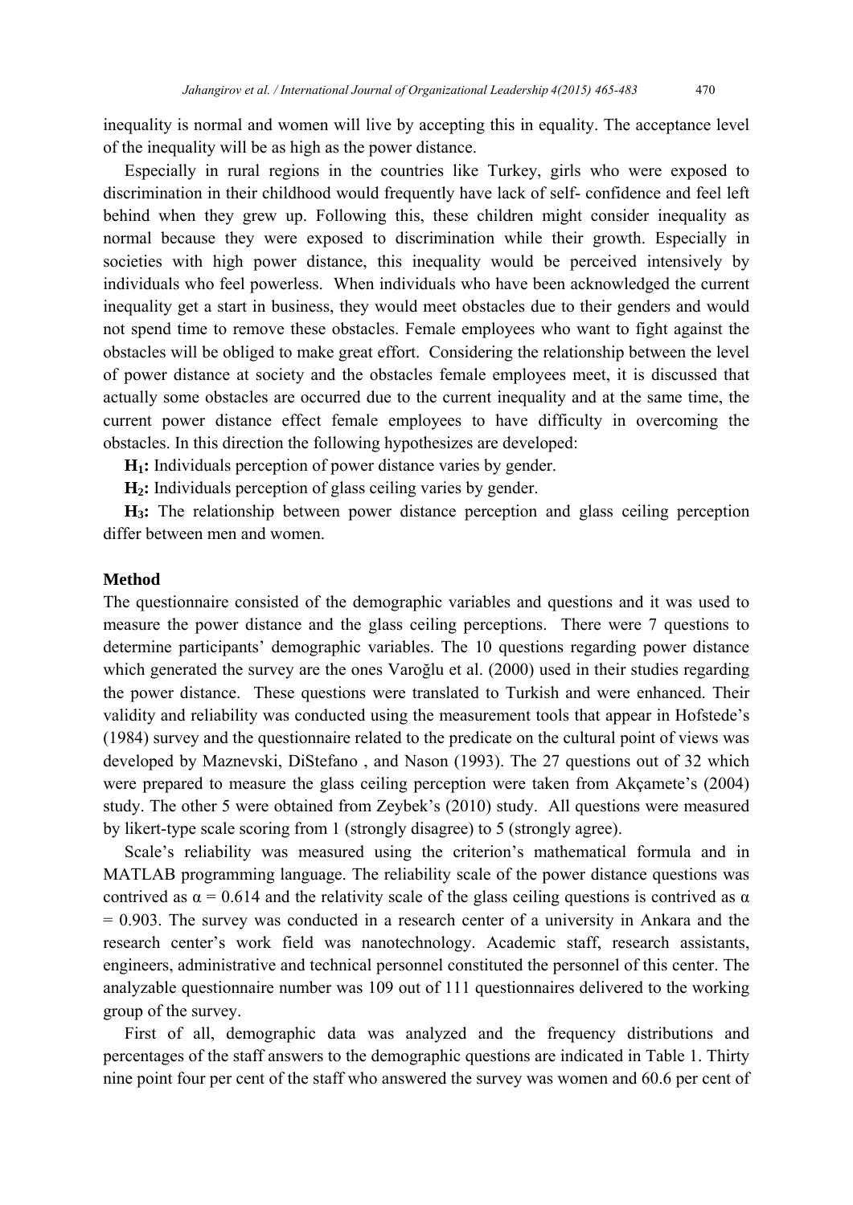inequality is normal and women will live by accepting this in equality. The acceptance level of the inequality will be as high as the power distance.

Especially in rural regions in the countries like Turkey, girls who were exposed to discrimination in their childhood would frequently have lack of self- confidence and feel left behind when they grew up. Following this, these children might consider inequality as normal because they were exposed to discrimination while their growth. Especially in societies with high power distance, this inequality would be perceived intensively by individuals who feel powerless. When individuals who have been acknowledged the current inequality get a start in business, they would meet obstacles due to their genders and would not spend time to remove these obstacles. Female employees who want to fight against the obstacles will be obliged to make great effort. Considering the relationship between the level of power distance at society and the obstacles female employees meet, it is discussed that actually some obstacles are occurred due to the current inequality and at the same time, the current power distance effect female employees to have difficulty in overcoming the obstacles. In this direction the following hypothesizes are developed:

**$H_1$:** Individuals perception of power distance varies by gender.

**$H_2$:** Individuals perception of glass ceiling varies by gender.

**$H_3$:** The relationship between power distance perception and glass ceiling perception differ between men and women.

## Method

The questionnaire consisted of the demographic variables and questions and it was used to measure the power distance and the glass ceiling perceptions. There were 7 questions to determine participants' demographic variables. The 10 questions regarding power distance which generated the survey are the ones Varoğlu et al. (2000) used in their studies regarding the power distance. These questions were translated to Turkish and were enhanced. Their validity and reliability was conducted using the measurement tools that appear in Hofstede's (1984) survey and the questionnaire related to the predicate on the cultural point of views was developed by Maznevski, DiStefano , and Nason (1993). The 27 questions out of 32 which were prepared to measure the glass ceiling perception were taken from Akçamete's (2004) study. The other 5 were obtained from Zeybek's (2010) study. All questions were measured by likert-type scale scoring from 1 (strongly disagree) to 5 (strongly agree).

Scale's reliability was measured using the criterion's mathematical formula and in MATLAB programming language. The reliability scale of the power distance questions was contrived as $\alpha = 0.614$ and the relativity scale of the glass ceiling questions is contrived as $\alpha = 0.903$. The survey was conducted in a research center of a university in Ankara and the research center's work field was nanotechnology. Academic staff, research assistants, engineers, administrative and technical personnel constituted the personnel of this center. The analyzable questionnaire number was 109 out of 111 questionnaires delivered to the working group of the survey.

First of all, demographic data was analyzed and the frequency distributions and percentages of the staff answers to the demographic questions are indicated in Table 1. Thirty nine point four per cent of the staff who answered the survey was women and 60.6 per cent of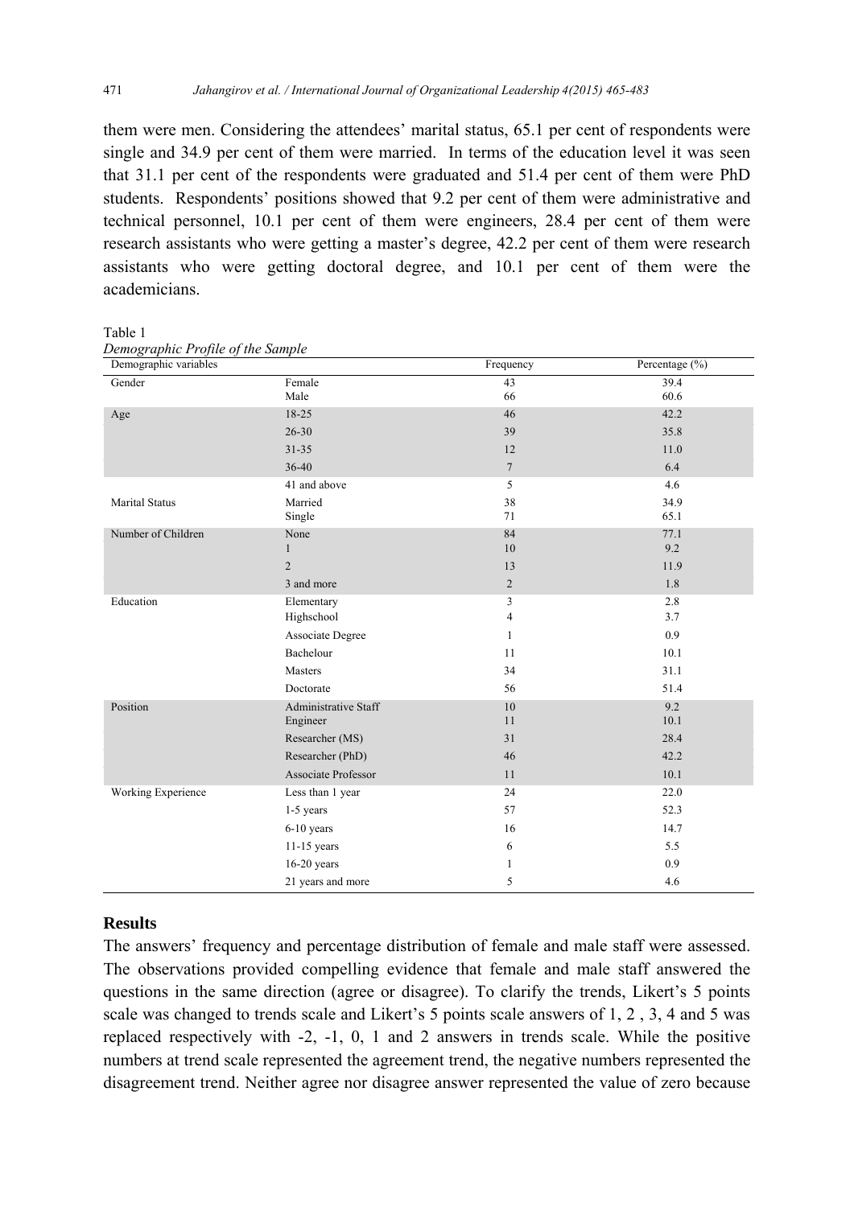them were men. Considering the attendees' marital status, 65.1 per cent of respondents were single and 34.9 per cent of them were married. In terms of the education level it was seen that 31.1 per cent of the respondents were graduated and 51.4 per cent of them were PhD students. Respondents' positions showed that 9.2 per cent of them were administrative and technical personnel, 10.1 per cent of them were engineers, 28.4 per cent of them were research assistants who were getting a master's degree, 42.2 per cent of them were research assistants who were getting doctoral degree, and 10.1 per cent of them were the academicians.

Table 1

*Demographic Profile of the Sample*

| Demographic variables | | Frequency | Percentage (%) |
|---|---|---|---|
| Gender | Female | 43 | 39.4 |
| | Male | 66 | 60.6 |
| Age | 18-25 | 46 | 42.2 |
| | 26-30 | 39 | 35.8 |
| | 31-35 | 12 | 11.0 |
| | 36-40 | 7 | 6.4 |
| | 41 and above | 5 | 4.6 |
| Marital Status | Married | 38 | 34.9 |
| | Single | 71 | 65.1 |
| Number of Children | None | 84 | 77.1 |
| | 1 | 10 | 9.2 |
| | 2 | 13 | 11.9 |
| | 3 and more | 2 | 1.8 |
| Education | Elementary | 3 | 2.8 |
| | Highschool | 4 | 3.7 |
| | Associate Degree | 1 | 0.9 |
| | Bachelour | 11 | 10.1 |
| | Masters | 34 | 31.1 |
| | Doctorate | 56 | 51.4 |
| Position | Administrative Staff | 10 | 9.2 |
| | Engineer | 11 | 10.1 |
| | Researcher (MS) | 31 | 28.4 |
| | Researcher (PhD) | 46 | 42.2 |
| | Associate Professor | 11 | 10.1 |
| Working Experience | Less than 1 year | 24 | 22.0 |
| | 1-5 years | 57 | 52.3 |
| | 6-10 years | 16 | 14.7 |
| | 11-15 years | 6 | 5.5 |
| | 16-20 years | 1 | 0.9 |
| | 21 years and more | 5 | 4.6 |

## Results

The answers' frequency and percentage distribution of female and male staff were assessed. The observations provided compelling evidence that female and male staff answered the questions in the same direction (agree or disagree). To clarify the trends, Likert's 5 points scale was changed to trends scale and Likert's 5 points scale answers of 1, 2 , 3, 4 and 5 was replaced respectively with -2, -1, 0, 1 and 2 answers in trends scale. While the positive numbers at trend scale represented the agreement trend, the negative numbers represented the disagreement trend. Neither agree nor disagree answer represented the value of zero because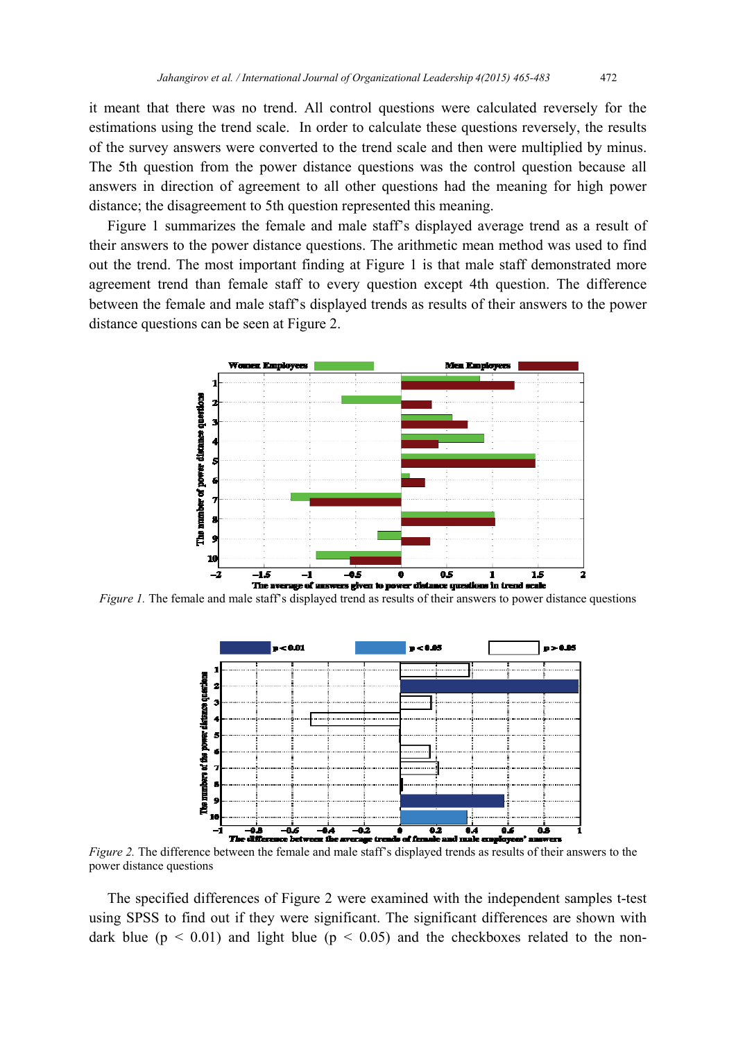it meant that there was no trend. All control questions were calculated reversely for the estimations using the trend scale. In order to calculate these questions reversely, the results of the survey answers were converted to the trend scale and then were multiplied by minus. The 5th question from the power distance questions was the control question because all answers in direction of agreement to all other questions had the meaning for high power distance; the disagreement to 5th question represented this meaning.

Figure 1 summarizes the female and male staff's displayed average trend as a result of their answers to the power distance questions. The arithmetic mean method was used to find out the trend. The most important finding at Figure 1 is that male staff demonstrated more agreement trend than female staff to every question except 4th question. The difference between the female and male staff's displayed trends as results of their answers to the power distance questions can be seen at Figure 2.

*Figure 1.* The female and male staff's displayed trend as results of their answers to power distance questions

*Figure 2.* The difference between the female and male staff's displayed trends as results of their answers to the power distance questions

The specified differences of Figure 2 were examined with the independent samples t-test using SPSS to find out if they were significant. The significant differences are shown with dark blue ($p < 0.01$) and light blue ($p < 0.05$) and the checkboxes related to the non-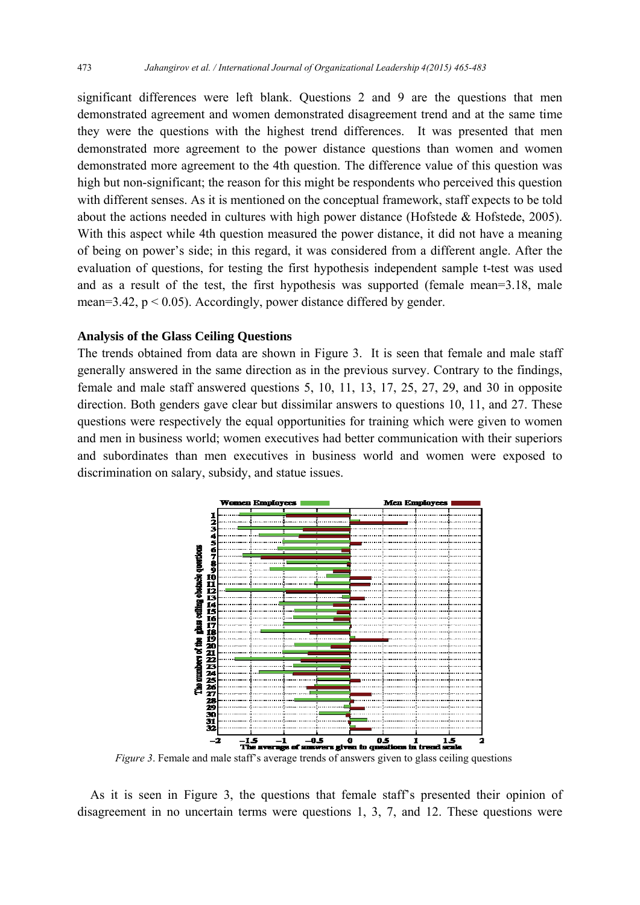significant differences were left blank. Questions 2 and 9 are the questions that men demonstrated agreement and women demonstrated disagreement trend and at the same time they were the questions with the highest trend differences. It was presented that men demonstrated more agreement to the power distance questions than women and women demonstrated more agreement to the 4th question. The difference value of this question was high but non-significant; the reason for this might be respondents who perceived this question with different senses. As it is mentioned on the conceptual framework, staff expects to be told about the actions needed in cultures with high power distance (Hofstede & Hofstede, 2005). With this aspect while 4th question measured the power distance, it did not have a meaning of being on power's side; in this regard, it was considered from a different angle. After the evaluation of questions, for testing the first hypothesis independent sample t-test was used and as a result of the test, the first hypothesis was supported (female mean=3.18, male mean=3.42, $p < 0.05$). Accordingly, power distance differed by gender.

### Analysis of the Glass Ceiling Questions

The trends obtained from data are shown in Figure 3. It is seen that female and male staff generally answered in the same direction as in the previous survey. Contrary to the findings, female and male staff answered questions 5, 10, 11, 13, 17, 25, 27, 29, and 30 in opposite direction. Both genders gave clear but dissimilar answers to questions 10, 11, and 27. These questions were respectively the equal opportunities for training which were given to women and men in business world; women executives had better communication with their superiors and subordinates than men executives in business world and women were exposed to discrimination on salary, subsidy, and statue issues.

*Figure 3*. Female and male staff's average trends of answers given to glass ceiling questions

As it is seen in Figure 3, the questions that female staff's presented their opinion of disagreement in no uncertain terms were questions 1, 3, 7, and 12. These questions were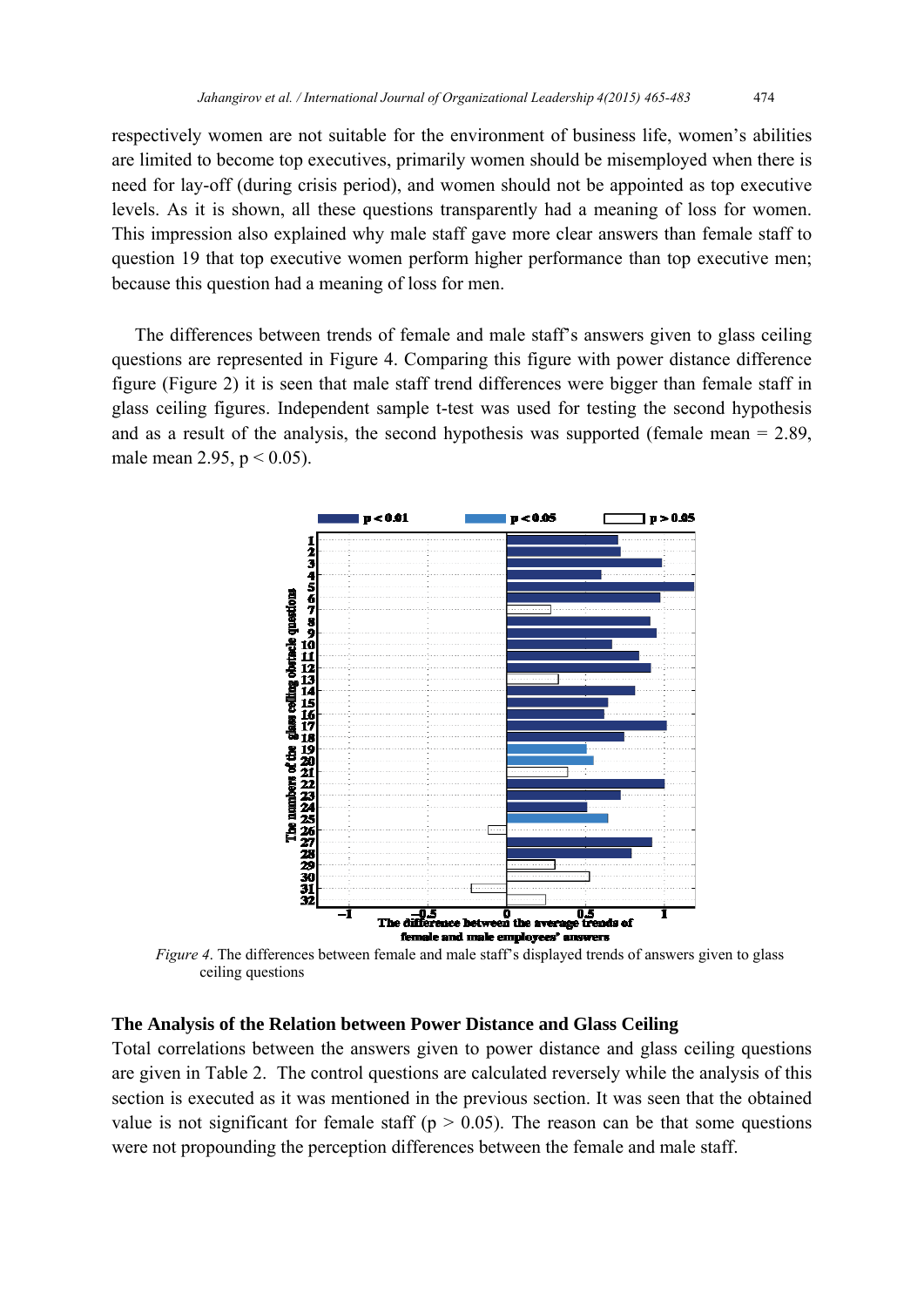respectively women are not suitable for the environment of business life, women's abilities are limited to become top executives, primarily women should be misemployed when there is need for lay-off (during crisis period), and women should not be appointed as top executive levels. As it is shown, all these questions transparently had a meaning of loss for women. This impression also explained why male staff gave more clear answers than female staff to question 19 that top executive women perform higher performance than top executive men; because this question had a meaning of loss for men.

The differences between trends of female and male staff's answers given to glass ceiling questions are represented in Figure 4. Comparing this figure with power distance difference figure (Figure 2) it is seen that male staff trend differences were bigger than female staff in glass ceiling figures. Independent sample t-test was used for testing the second hypothesis and as a result of the analysis, the second hypothesis was supported (female mean = 2.89, male mean 2.95, $p < 0.05$).

*Figure 4*. The differences between female and male staff's displayed trends of answers given to glass ceiling questions

## The Analysis of the Relation between Power Distance and Glass Ceiling

Total correlations between the answers given to power distance and glass ceiling questions are given in Table 2. The control questions are calculated reversely while the analysis of this section is executed as it was mentioned in the previous section. It was seen that the obtained value is not significant for female staff ($p > 0.05$). The reason can be that some questions were not propounding the perception differences between the female and male staff.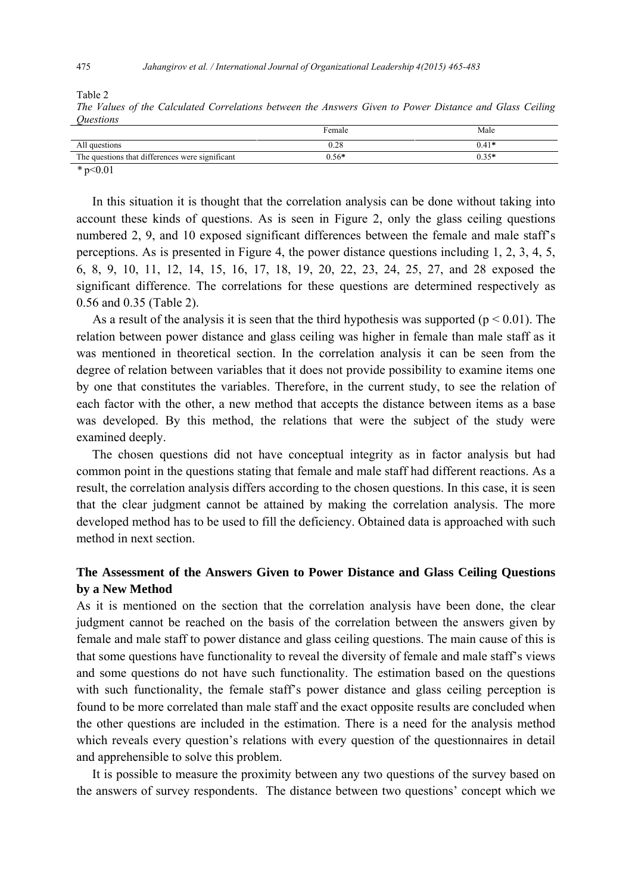Table 2

*The Values of the Calculated Correlations between the Answers Given to Power Distance and Glass Ceiling Questions*

| | Female | Male |
|---|---|---|
| All questions | 0.28 | 0.41* |
| The questions that differences were significant | 0.56* | 0.35* |

* $p<0.01$

In this situation it is thought that the correlation analysis can be done without taking into account these kinds of questions. As is seen in Figure 2, only the glass ceiling questions numbered 2, 9, and 10 exposed significant differences between the female and male staff's perceptions. As is presented in Figure 4, the power distance questions including 1, 2, 3, 4, 5, 6, 8, 9, 10, 11, 12, 14, 15, 16, 17, 18, 19, 20, 22, 23, 24, 25, 27, and 28 exposed the significant difference. The correlations for these questions are determined respectively as 0.56 and 0.35 (Table 2).

As a result of the analysis it is seen that the third hypothesis was supported ($p < 0.01$). The relation between power distance and glass ceiling was higher in female than male staff as it was mentioned in theoretical section. In the correlation analysis it can be seen from the degree of relation between variables that it does not provide possibility to examine items one by one that constitutes the variables. Therefore, in the current study, to see the relation of each factor with the other, a new method that accepts the distance between items as a base was developed. By this method, the relations that were the subject of the study were examined deeply.

The chosen questions did not have conceptual integrity as in factor analysis but had common point in the questions stating that female and male staff had different reactions. As a result, the correlation analysis differs according to the chosen questions. In this case, it is seen that the clear judgment cannot be attained by making the correlation analysis. The more developed method has to be used to fill the deficiency. Obtained data is approached with such method in next section.

## The Assessment of the Answers Given to Power Distance and Glass Ceiling Questions by a New Method

As it is mentioned on the section that the correlation analysis have been done, the clear judgment cannot be reached on the basis of the correlation between the answers given by female and male staff to power distance and glass ceiling questions. The main cause of this is that some questions have functionality to reveal the diversity of female and male staff's views and some questions do not have such functionality. The estimation based on the questions with such functionality, the female staff's power distance and glass ceiling perception is found to be more correlated than male staff and the exact opposite results are concluded when the other questions are included in the estimation. There is a need for the analysis method which reveals every question's relations with every question of the questionnaires in detail and apprehensible to solve this problem.

It is possible to measure the proximity between any two questions of the survey based on the answers of survey respondents. The distance between two questions' concept which we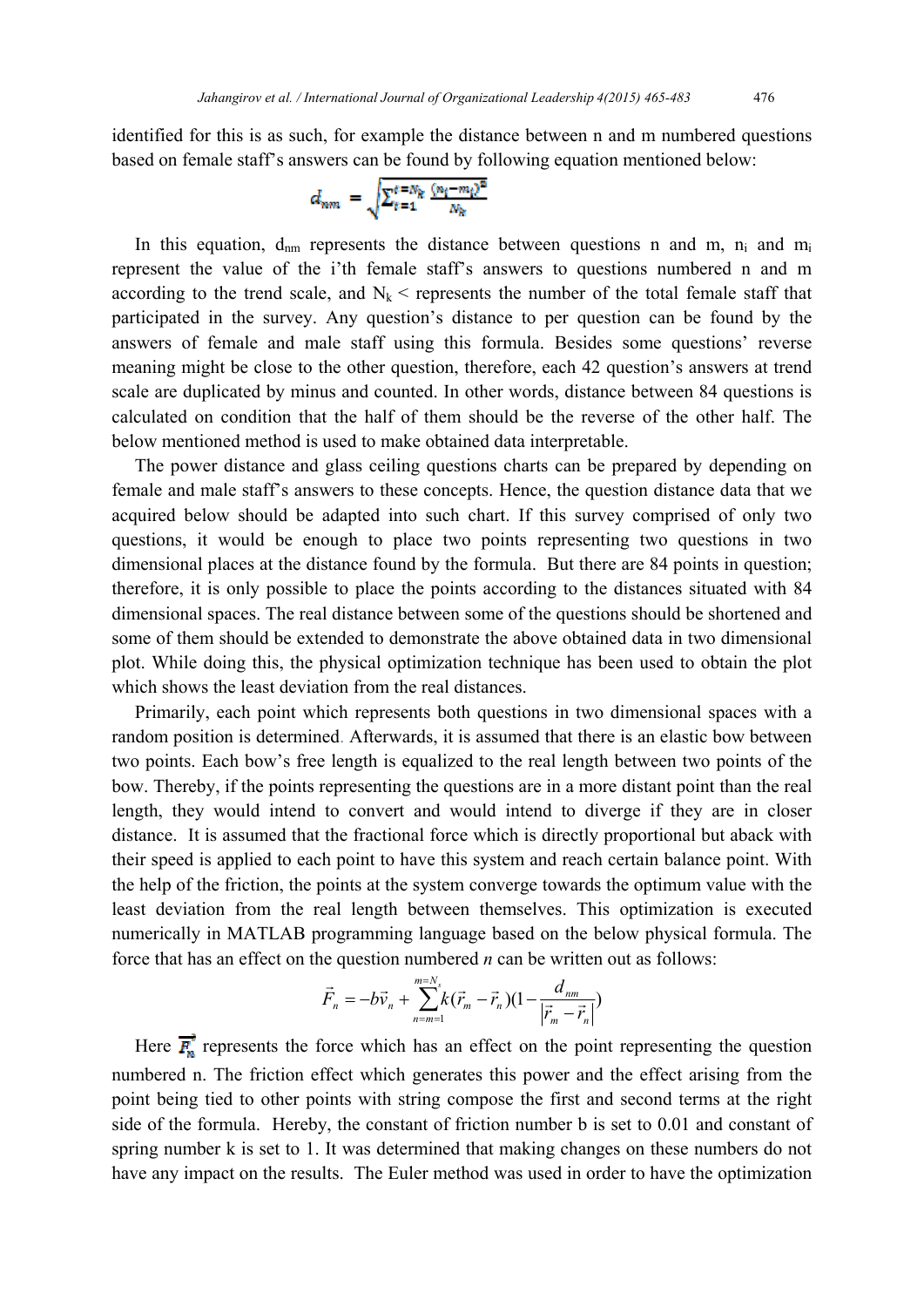identified for this is as such, for example the distance between n and m numbered questions based on female staff's answers can be found by following equation mentioned below:

$$d_{nm} = \sqrt{\sum_{i=1}^{i=N_k} \frac{(n_i - m_i)^2}{N_k}}$$

In this equation, $d_{nm}$ represents the distance between questions n and m, $n_i$ and $m_i$ represent the value of the i'th female staff's answers to questions numbered n and m according to the trend scale, and $N_k$ < represents the number of the total female staff that participated in the survey. Any question's distance to per question can be found by the answers of female and male staff using this formula. Besides some questions' reverse meaning might be close to the other question, therefore, each 42 question's answers at trend scale are duplicated by minus and counted. In other words, distance between 84 questions is calculated on condition that the half of them should be the reverse of the other half. The below mentioned method is used to make obtained data interpretable.

The power distance and glass ceiling questions charts can be prepared by depending on female and male staff's answers to these concepts. Hence, the question distance data that we acquired below should be adapted into such chart. If this survey comprised of only two questions, it would be enough to place two points representing two questions in two dimensional places at the distance found by the formula. But there are 84 points in question; therefore, it is only possible to place the points according to the distances situated with 84 dimensional spaces. The real distance between some of the questions should be shortened and some of them should be extended to demonstrate the above obtained data in two dimensional plot. While doing this, the physical optimization technique has been used to obtain the plot which shows the least deviation from the real distances.

Primarily, each point which represents both questions in two dimensional spaces with a random position is determined. Afterwards, it is assumed that there is an elastic bow between two points. Each bow's free length is equalized to the real length between two points of the bow. Thereby, if the points representing the questions are in a more distant point than the real length, they would intend to convert and would intend to diverge if they are in closer distance. It is assumed that the fractional force which is directly proportional but aback with their speed is applied to each point to have this system and reach certain balance point. With the help of the friction, the points at the system converge towards the optimum value with the least deviation from the real length between themselves. This optimization is executed numerically in MATLAB programming language based on the below physical formula. The force that has an effect on the question numbered *n* can be written out as follows:

$$\vec{F}_n = -b\vec{v}_n + \sum_{n=m=1}^{m=N_s} k(\vec{r}_m - \vec{r}_n)\left(1 - \frac{d_{nm}}{|\vec{r}_m - \vec{r}_n|}\right)$$

Here $\vec{F}_n$ represents the force which has an effect on the point representing the question numbered n. The friction effect which generates this power and the effect arising from the point being tied to other points with string compose the first and second terms at the right side of the formula. Hereby, the constant of friction number b is set to 0.01 and constant of spring number k is set to 1. It was determined that making changes on these numbers do not have any impact on the results. The Euler method was used in order to have the optimization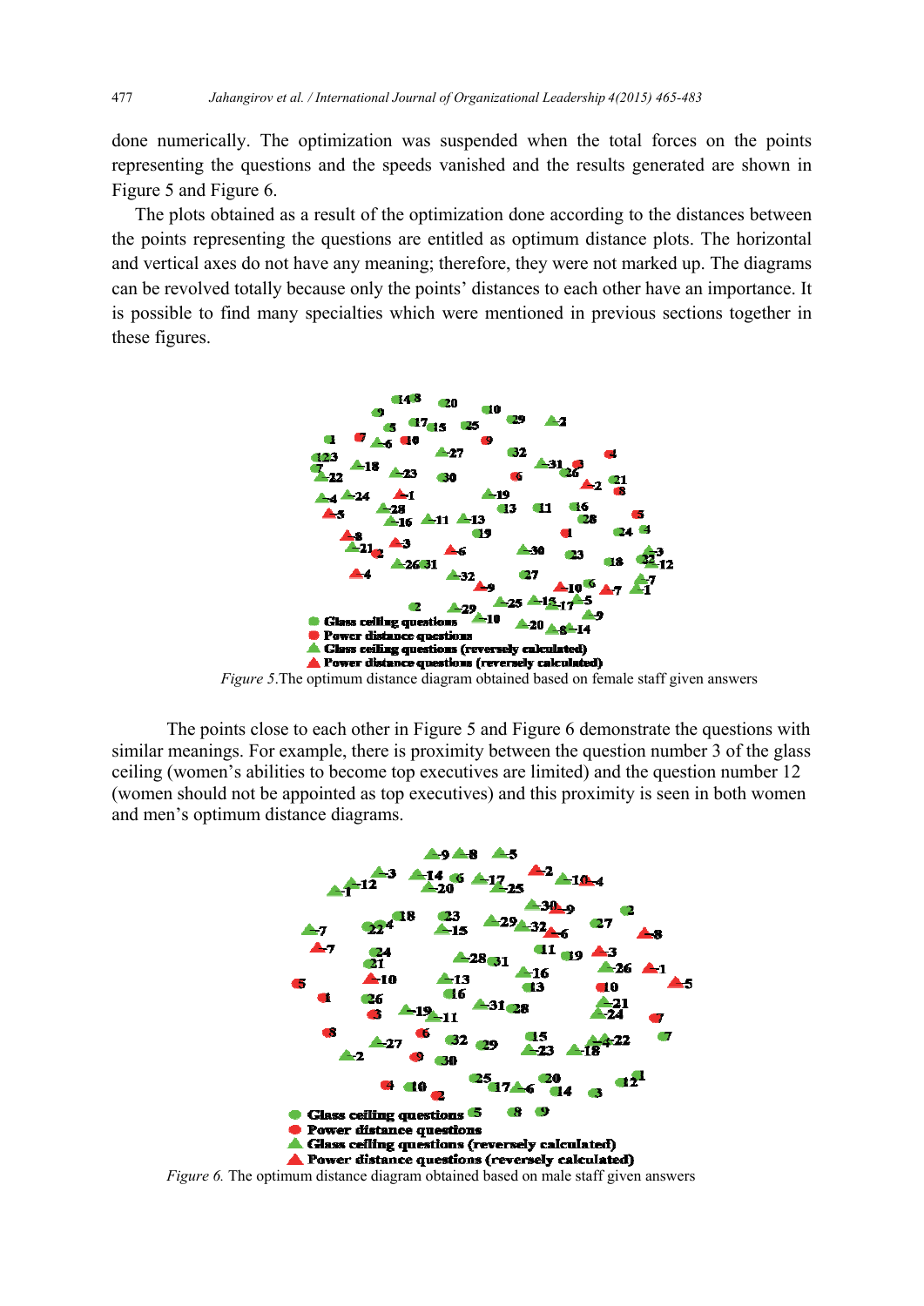done numerically. The optimization was suspended when the total forces on the points representing the questions and the speeds vanished and the results generated are shown in Figure 5 and Figure 6.

The plots obtained as a result of the optimization done according to the distances between the points representing the questions are entitled as optimum distance plots. The horizontal and vertical axes do not have any meaning; therefore, they were not marked up. The diagrams can be revolved totally because only the points' distances to each other have an importance. It is possible to find many specialties which were mentioned in previous sections together in these figures.

*Figure 5.*The optimum distance diagram obtained based on female staff given answers

The points close to each other in Figure 5 and Figure 6 demonstrate the questions with similar meanings. For example, there is proximity between the question number 3 of the glass ceiling (women's abilities to become top executives are limited) and the question number 12 (women should not be appointed as top executives) and this proximity is seen in both women and men's optimum distance diagrams.

*Figure 6.* The optimum distance diagram obtained based on male staff given answers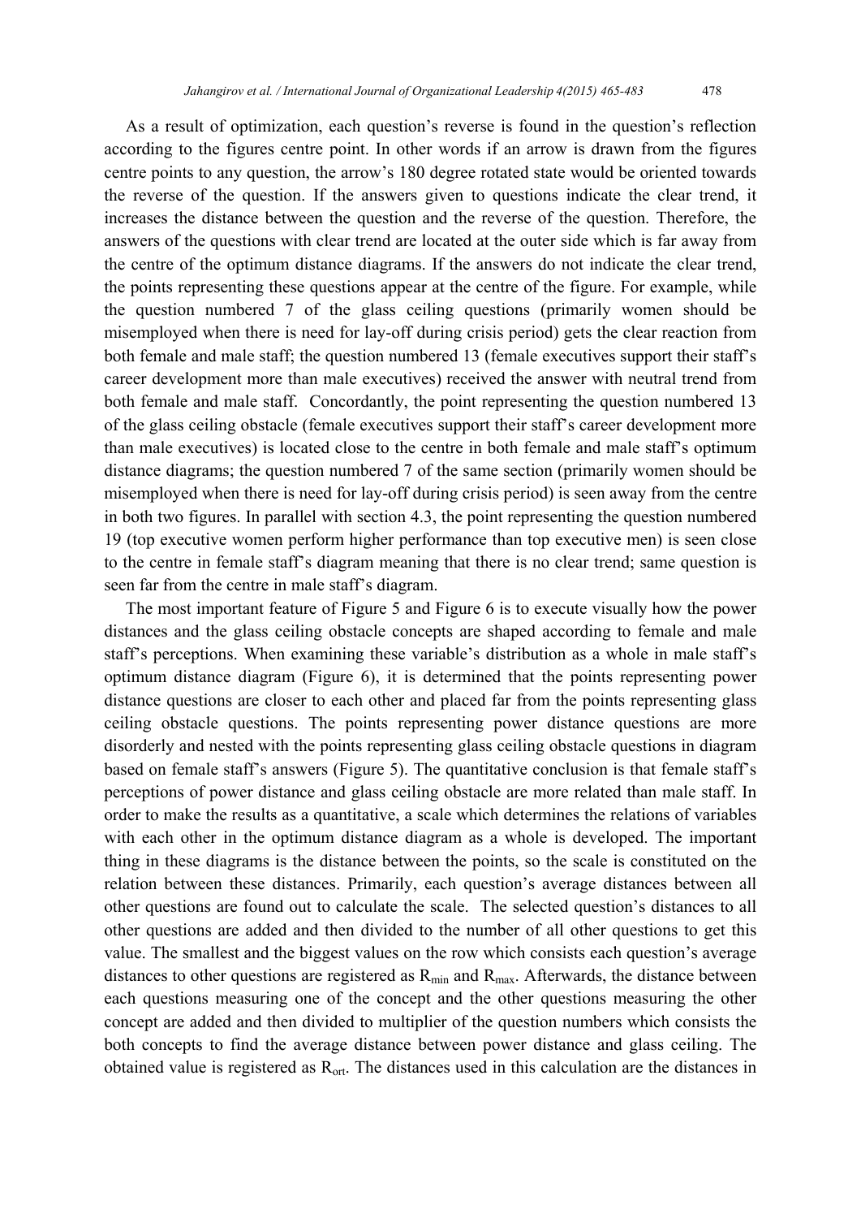As a result of optimization, each question's reverse is found in the question's reflection according to the figures centre point. In other words if an arrow is drawn from the figures centre points to any question, the arrow's 180 degree rotated state would be oriented towards the reverse of the question. If the answers given to questions indicate the clear trend, it increases the distance between the question and the reverse of the question. Therefore, the answers of the questions with clear trend are located at the outer side which is far away from the centre of the optimum distance diagrams. If the answers do not indicate the clear trend, the points representing these questions appear at the centre of the figure. For example, while the question numbered 7 of the glass ceiling questions (primarily women should be misemployed when there is need for lay-off during crisis period) gets the clear reaction from both female and male staff; the question numbered 13 (female executives support their staff's career development more than male executives) received the answer with neutral trend from both female and male staff. Concordantly, the point representing the question numbered 13 of the glass ceiling obstacle (female executives support their staff's career development more than male executives) is located close to the centre in both female and male staff's optimum distance diagrams; the question numbered 7 of the same section (primarily women should be misemployed when there is need for lay-off during crisis period) is seen away from the centre in both two figures. In parallel with section 4.3, the point representing the question numbered 19 (top executive women perform higher performance than top executive men) is seen close to the centre in female staff's diagram meaning that there is no clear trend; same question is seen far from the centre in male staff's diagram.

The most important feature of Figure 5 and Figure 6 is to execute visually how the power distances and the glass ceiling obstacle concepts are shaped according to female and male staff's perceptions. When examining these variable's distribution as a whole in male staff's optimum distance diagram (Figure 6), it is determined that the points representing power distance questions are closer to each other and placed far from the points representing glass ceiling obstacle questions. The points representing power distance questions are more disorderly and nested with the points representing glass ceiling obstacle questions in diagram based on female staff's answers (Figure 5). The quantitative conclusion is that female staff's perceptions of power distance and glass ceiling obstacle are more related than male staff. In order to make the results as a quantitative, a scale which determines the relations of variables with each other in the optimum distance diagram as a whole is developed. The important thing in these diagrams is the distance between the points, so the scale is constituted on the relation between these distances. Primarily, each question's average distances between all other questions are found out to calculate the scale. The selected question's distances to all other questions are added and then divided to the number of all other questions to get this value. The smallest and the biggest values on the row which consists each question's average distances to other questions are registered as $R_{min}$ and $R_{max}$. Afterwards, the distance between each questions measuring one of the concept and the other questions measuring the other concept are added and then divided to multiplier of the question numbers which consists the both concepts to find the average distance between power distance and glass ceiling. The obtained value is registered as $R_{ort}$. The distances used in this calculation are the distances in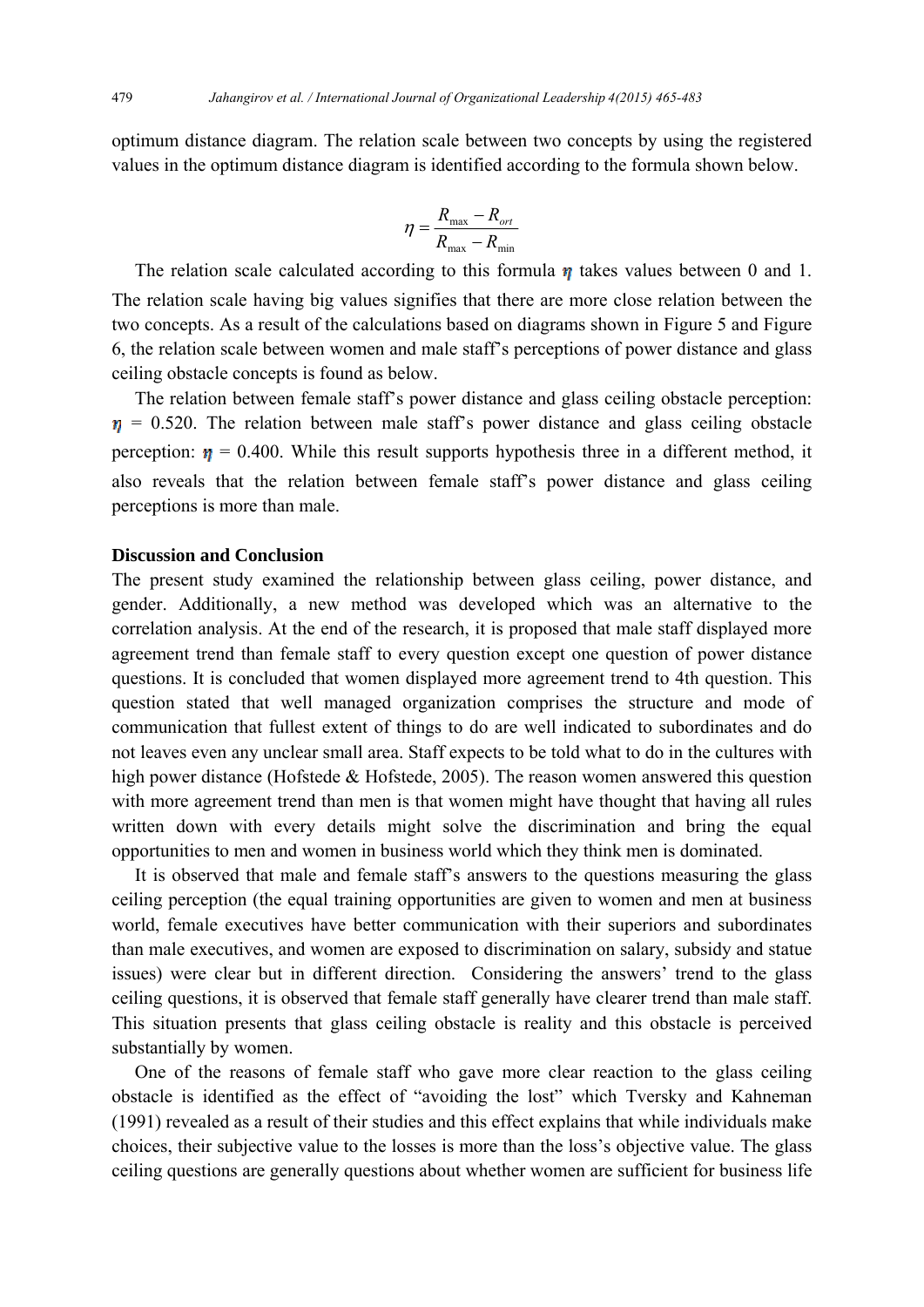optimum distance diagram. The relation scale between two concepts by using the registered values in the optimum distance diagram is identified according to the formula shown below.

$$\eta = \frac{R_{\max} - R_{ort}}{R_{\max} - R_{\min}}$$

The relation scale calculated according to this formula $\eta$ takes values between 0 and 1. The relation scale having big values signifies that there are more close relation between the two concepts. As a result of the calculations based on diagrams shown in Figure 5 and Figure 6, the relation scale between women and male staff's perceptions of power distance and glass ceiling obstacle concepts is found as below.

The relation between female staff's power distance and glass ceiling obstacle perception: $\eta$ = 0.520. The relation between male staff's power distance and glass ceiling obstacle perception: $\eta$ = 0.400. While this result supports hypothesis three in a different method, it also reveals that the relation between female staff's power distance and glass ceiling perceptions is more than male.

## Discussion and Conclusion

The present study examined the relationship between glass ceiling, power distance, and gender. Additionally, a new method was developed which was an alternative to the correlation analysis. At the end of the research, it is proposed that male staff displayed more agreement trend than female staff to every question except one question of power distance questions. It is concluded that women displayed more agreement trend to 4th question. This question stated that well managed organization comprises the structure and mode of communication that fullest extent of things to do are well indicated to subordinates and do not leaves even any unclear small area. Staff expects to be told what to do in the cultures with high power distance (Hofstede & Hofstede, 2005). The reason women answered this question with more agreement trend than men is that women might have thought that having all rules written down with every details might solve the discrimination and bring the equal opportunities to men and women in business world which they think men is dominated.

It is observed that male and female staff's answers to the questions measuring the glass ceiling perception (the equal training opportunities are given to women and men at business world, female executives have better communication with their superiors and subordinates than male executives, and women are exposed to discrimination on salary, subsidy and statue issues) were clear but in different direction. Considering the answers' trend to the glass ceiling questions, it is observed that female staff generally have clearer trend than male staff. This situation presents that glass ceiling obstacle is reality and this obstacle is perceived substantially by women.

One of the reasons of female staff who gave more clear reaction to the glass ceiling obstacle is identified as the effect of "avoiding the lost" which Tversky and Kahneman (1991) revealed as a result of their studies and this effect explains that while individuals make choices, their subjective value to the losses is more than the loss's objective value. The glass ceiling questions are generally questions about whether women are sufficient for business life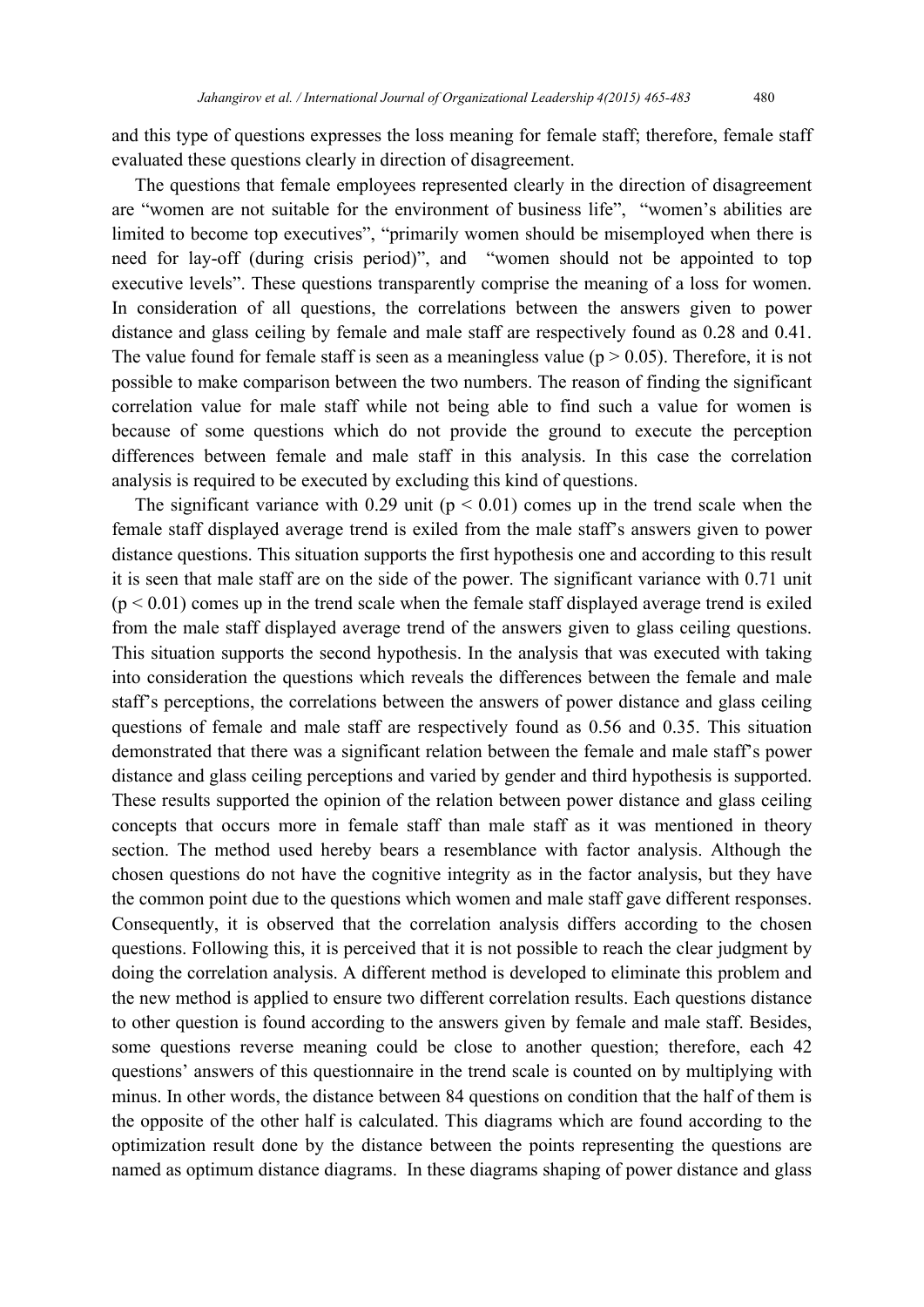and this type of questions expresses the loss meaning for female staff; therefore, female staff evaluated these questions clearly in direction of disagreement.

The questions that female employees represented clearly in the direction of disagreement are "women are not suitable for the environment of business life", "women's abilities are limited to become top executives", "primarily women should be misemployed when there is need for lay-off (during crisis period)", and "women should not be appointed to top executive levels". These questions transparently comprise the meaning of a loss for women. In consideration of all questions, the correlations between the answers given to power distance and glass ceiling by female and male staff are respectively found as 0.28 and 0.41. The value found for female staff is seen as a meaningless value ($p > 0.05$). Therefore, it is not possible to make comparison between the two numbers. The reason of finding the significant correlation value for male staff while not being able to find such a value for women is because of some questions which do not provide the ground to execute the perception differences between female and male staff in this analysis. In this case the correlation analysis is required to be executed by excluding this kind of questions.

The significant variance with 0.29 unit ($p < 0.01$) comes up in the trend scale when the female staff displayed average trend is exiled from the male staff's answers given to power distance questions. This situation supports the first hypothesis one and according to this result it is seen that male staff are on the side of the power. The significant variance with 0.71 unit ($p < 0.01$) comes up in the trend scale when the female staff displayed average trend is exiled from the male staff displayed average trend of the answers given to glass ceiling questions. This situation supports the second hypothesis. In the analysis that was executed with taking into consideration the questions which reveals the differences between the female and male staff's perceptions, the correlations between the answers of power distance and glass ceiling questions of female and male staff are respectively found as 0.56 and 0.35. This situation demonstrated that there was a significant relation between the female and male staff's power distance and glass ceiling perceptions and varied by gender and third hypothesis is supported. These results supported the opinion of the relation between power distance and glass ceiling concepts that occurs more in female staff than male staff as it was mentioned in theory section. The method used hereby bears a resemblance with factor analysis. Although the chosen questions do not have the cognitive integrity as in the factor analysis, but they have the common point due to the questions which women and male staff gave different responses. Consequently, it is observed that the correlation analysis differs according to the chosen questions. Following this, it is perceived that it is not possible to reach the clear judgment by doing the correlation analysis. A different method is developed to eliminate this problem and the new method is applied to ensure two different correlation results. Each questions distance to other question is found according to the answers given by female and male staff. Besides, some questions reverse meaning could be close to another question; therefore, each 42 questions' answers of this questionnaire in the trend scale is counted on by multiplying with minus. In other words, the distance between 84 questions on condition that the half of them is the opposite of the other half is calculated. This diagrams which are found according to the optimization result done by the distance between the points representing the questions are named as optimum distance diagrams. In these diagrams shaping of power distance and glass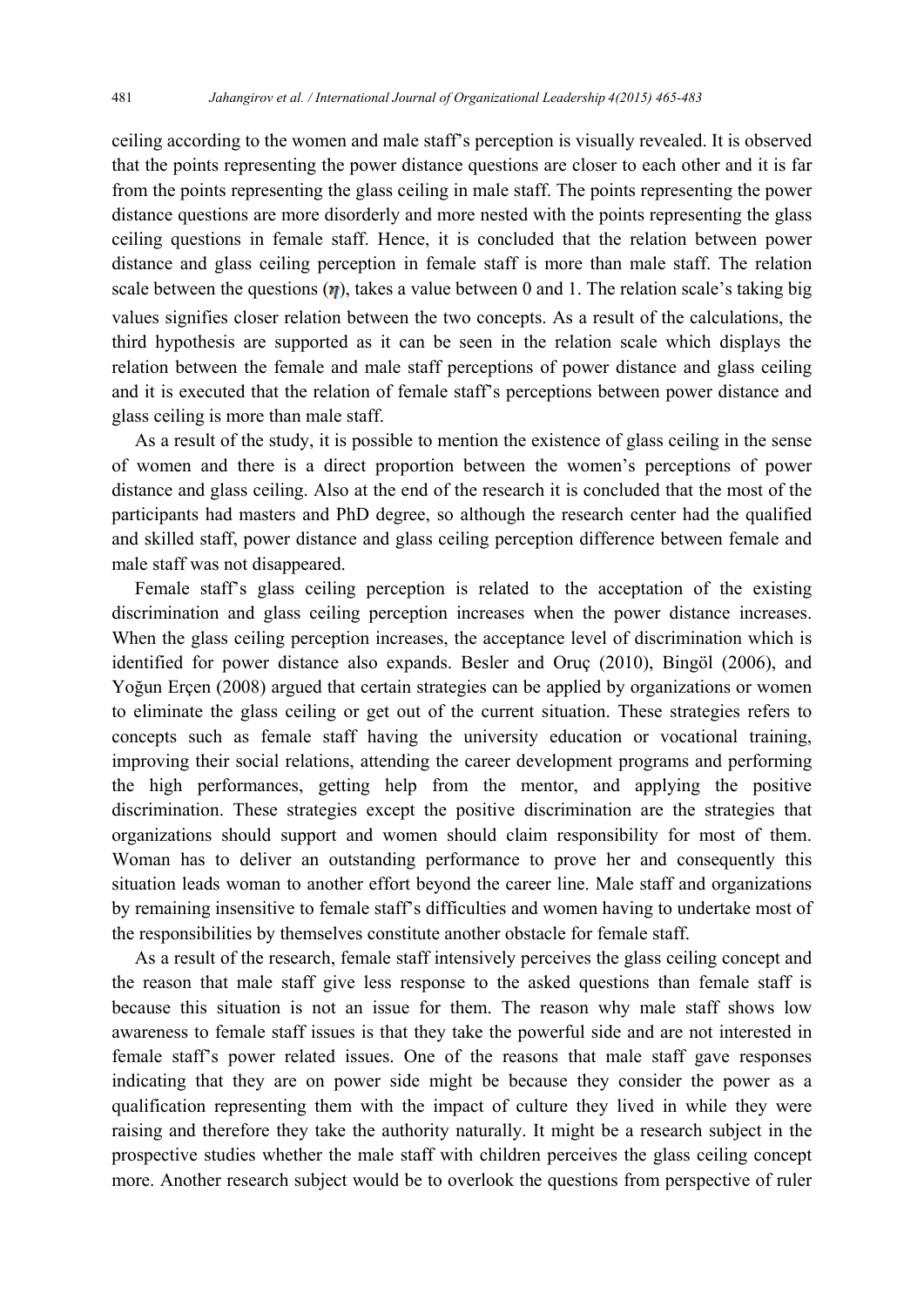ceiling according to the women and male staff's perception is visually revealed. It is observed that the points representing the power distance questions are closer to each other and it is far from the points representing the glass ceiling in male staff. The points representing the power distance questions are more disorderly and more nested with the points representing the glass ceiling questions in female staff. Hence, it is concluded that the relation between power distance and glass ceiling perception in female staff is more than male staff. The relation scale between the questions ($\eta$), takes a value between 0 and 1. The relation scale's taking big values signifies closer relation between the two concepts. As a result of the calculations, the third hypothesis are supported as it can be seen in the relation scale which displays the relation between the female and male staff perceptions of power distance and glass ceiling and it is executed that the relation of female staff's perceptions between power distance and glass ceiling is more than male staff.

As a result of the study, it is possible to mention the existence of glass ceiling in the sense of women and there is a direct proportion between the women's perceptions of power distance and glass ceiling. Also at the end of the research it is concluded that the most of the participants had masters and PhD degree, so although the research center had the qualified and skilled staff, power distance and glass ceiling perception difference between female and male staff was not disappeared.

Female staff's glass ceiling perception is related to the acceptation of the existing discrimination and glass ceiling perception increases when the power distance increases. When the glass ceiling perception increases, the acceptance level of discrimination which is identified for power distance also expands. Besler and Oruç (2010), Bingöl (2006), and Yoğun Erçen (2008) argued that certain strategies can be applied by organizations or women to eliminate the glass ceiling or get out of the current situation. These strategies refers to concepts such as female staff having the university education or vocational training, improving their social relations, attending the career development programs and performing the high performances, getting help from the mentor, and applying the positive discrimination. These strategies except the positive discrimination are the strategies that organizations should support and women should claim responsibility for most of them. Woman has to deliver an outstanding performance to prove her and consequently this situation leads woman to another effort beyond the career line. Male staff and organizations by remaining insensitive to female staff's difficulties and women having to undertake most of the responsibilities by themselves constitute another obstacle for female staff.

As a result of the research, female staff intensively perceives the glass ceiling concept and the reason that male staff give less response to the asked questions than female staff is because this situation is not an issue for them. The reason why male staff shows low awareness to female staff issues is that they take the powerful side and are not interested in female staff's power related issues. One of the reasons that male staff gave responses indicating that they are on power side might be because they consider the power as a qualification representing them with the impact of culture they lived in while they were raising and therefore they take the authority naturally. It might be a research subject in the prospective studies whether the male staff with children perceives the glass ceiling concept more. Another research subject would be to overlook the questions from perspective of ruler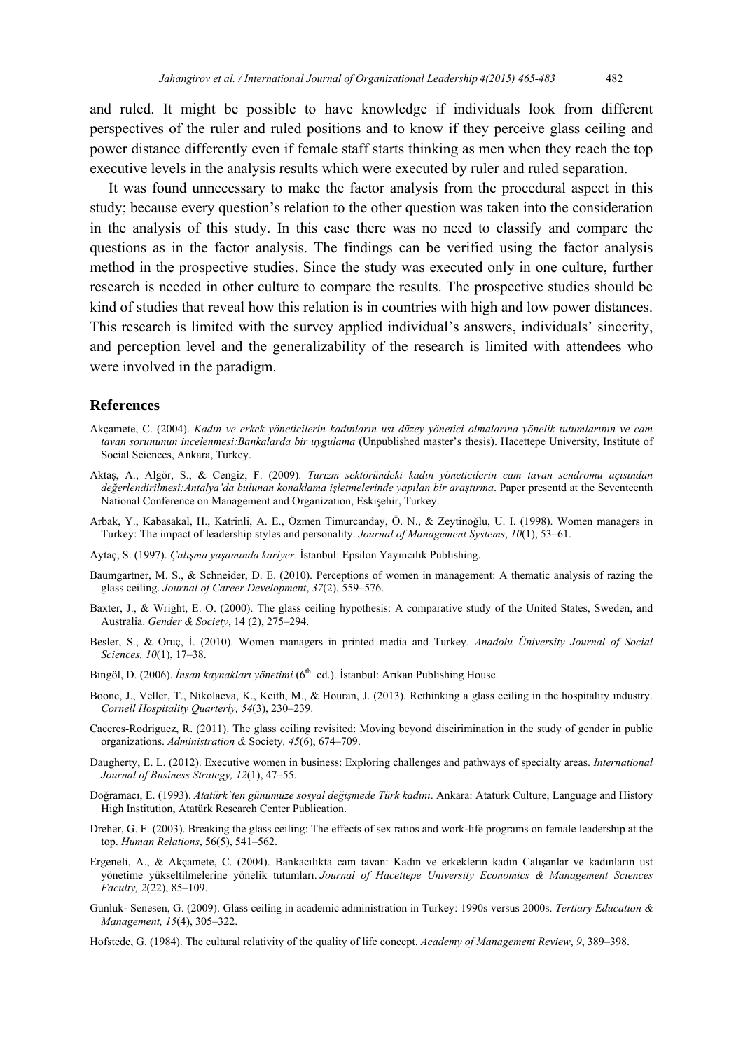and ruled. It might be possible to have knowledge if individuals look from different perspectives of the ruler and ruled positions and to know if they perceive glass ceiling and power distance differently even if female staff starts thinking as men when they reach the top executive levels in the analysis results which were executed by ruler and ruled separation.

It was found unnecessary to make the factor analysis from the procedural aspect in this study; because every question's relation to the other question was taken into the consideration in the analysis of this study. In this case there was no need to classify and compare the questions as in the factor analysis. The findings can be verified using the factor analysis method in the prospective studies. Since the study was executed only in one culture, further research is needed in other culture to compare the results. The prospective studies should be kind of studies that reveal how this relation is in countries with high and low power distances. This research is limited with the survey applied individual's answers, individuals' sincerity, and perception level and the generalizability of the research is limited with attendees who were involved in the paradigm.

## References

Akçamete, C. (2004). *Kadın ve erkek yöneticilerin kadınların ust düzey yönetici olmalarına yönelik tutumlarının ve cam tavan sorununun incelenmesi:Bankalarda bir uygulama* (Unpublished master's thesis). Hacettepe University, Institute of Social Sciences, Ankara, Turkey.

Aktaş, A., Algör, S., & Cengiz, F. (2009). *Turizm sektöründeki kadın yöneticilerin cam tavan sendromu açısından değerlendirilmesi:Antalya'da bulunan konaklama işletmelerinde yapılan bir araştırma*. Paper presentd at the Seventeenth National Conference on Management and Organization, Eskişehir, Turkey.

Arbak, Y., Kabasakal, H., Katrinli, A. E., Özmen Timurcanday, Ö. N., & Zeytinoğlu, U. I. (1998). Women managers in Turkey: The impact of leadership styles and personality. *Journal of Management Systems*, *10*(1), 53–61.

Aytaç, S. (1997). *Çalışma yaşamında kariyer*. İstanbul: Epsilon Yayıncılık Publishing.

Baumgartner, M. S., & Schneider, D. E. (2010). Perceptions of women in management: A thematic analysis of razing the glass ceiling. *Journal of Career Development*, *37*(2), 559–576.

Baxter, J., & Wright, E. O. (2000). The glass ceiling hypothesis: A comparative study of the United States, Sweden, and Australia. *Gender & Society*, 14 (2), 275–294.

Besler, S., & Oruç, İ. (2010). Women managers in printed media and Turkey. *Anadolu Üniversity Journal of Social Sciences, 10*(1), 17–38.

Bingöl, D. (2006). *İnsan kaynakları yönetimi* (6th ed.). İstanbul: Arıkan Publishing House.

Boone, J., Veller, T., Nikolaeva, K., Keith, M., & Houran, J. (2013). Rethinking a glass ceiling in the hospitality ındustry. *Cornell Hospitality Quarterly, 54*(3), 230–239.

Caceres-Rodriguez, R. (2011). The glass ceiling revisited: Moving beyond discirimination in the study of gender in public organizations. *Administration & Society, 45*(6), 674–709.

Daugherty, E. L. (2012). Executive women in business: Exploring challenges and pathways of specialty areas. *International Journal of Business Strategy, 12*(1), 47–55.

Doğramacı, E. (1993). *Atatürk`ten günümüze sosyal değişmede Türk kadını*. Ankara: Atatürk Culture, Language and History High Institution, Atatürk Research Center Publication.

Dreher, G. F. (2003). Breaking the glass ceiling: The effects of sex ratios and work-life programs on female leadership at the top. *Human Relations*, 56(5), 541–562.

Ergeneli, A., & Akçamete, C. (2004). Bankacılıkta cam tavan: Kadın ve erkeklerin kadın Calışanlar ve kadınların ust yönetime yükseltilmelerine yönelik tutumları. *Journal of Hacettepe University Economics & Management Sciences Faculty, 2*(22), 85–109.

Gunluk- Senesen, G. (2009). Glass ceiling in academic administration in Turkey: 1990s versus 2000s. *Tertiary Education & Management, 15*(4), 305–322.

Hofstede, G. (1984). The cultural relativity of the quality of life concept. *Academy of Management Review*, *9*, 389–398.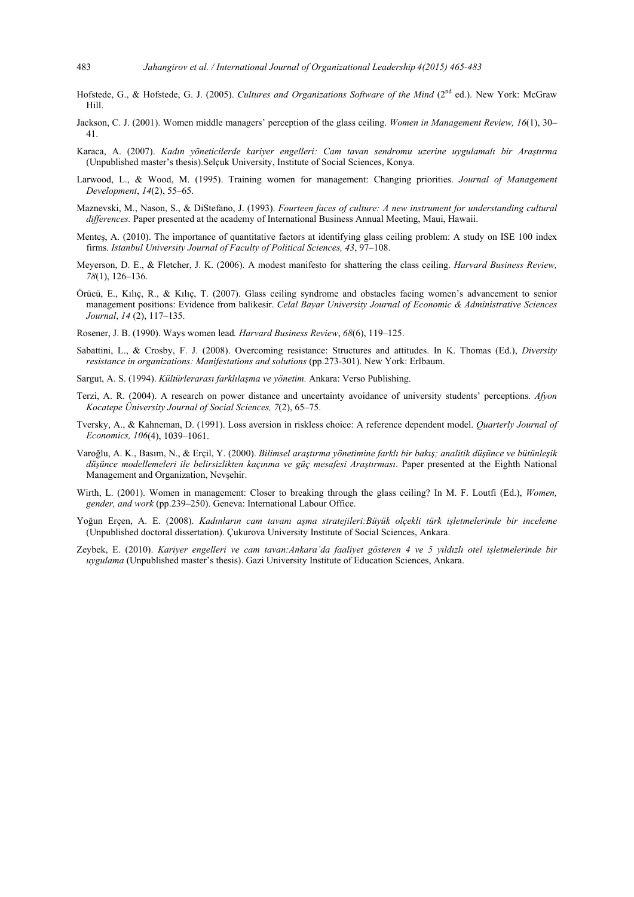Hofstede, G., & Hofstede, G. J. (2005). *Cultures and Organizations Software of the Mind* (2nd ed.). New York: McGraw Hill.

Jackson, C. J. (2001). Women middle managers' perception of the glass ceiling. *Women in Management Review, 16*(1), 30–41.

Karaca, A. (2007). *Kadın yöneticilerde kariyer engelleri: Cam tavan sendromu uzerine uygulamalı bir Araştırma* (Unpublished master's thesis).Selçuk University, Institute of Social Sciences, Konya.

Larwood, L., & Wood, M. (1995). Training women for management: Changing priorities. *Journal of Management Development*, *14*(2), 55–65.

Maznevski, M., Nason, S., & DiStefano, J. (1993). *Fourteen faces of culture: A new instrument for understanding cultural differences.* Paper presented at the academy of International Business Annual Meeting, Maui, Hawaii.

Menteş, A. (2010). The importance of quantitative factors at identifying glass ceiling problem: A study on ISE 100 index firms. *Istanbul University Journal of Faculty of Political Sciences, 43*, 97–108.

Meyerson, D. E., & Fletcher, J. K. (2006). A modest manifesto for shattering the class ceiling. *Harvard Business Review, 78*(1), 126–136.

Örücü, E., Kılıç, R., & Kılıç, T. (2007). Glass ceiling syndrome and obstacles facing women's advancement to senior management positions: Evidence from balikesir. *Celal Bayar University Journal of Economic & Administrative Sciences Journal*, *14* (2), 117–135.

Rosener, J. B. (1990). Ways women lead*. Harvard Business Review*, *68*(6), 119–125.

Sabattini, L., & Crosby, F. J. (2008). Overcoming resistance: Structures and attitudes. In K. Thomas (Ed.), *Diversity resistance in organizations: Manifestations and solutions* (pp.273-301). New York: Erlbaum.

Sargut, A. S. (1994). *Kültürlerarası farklılaşma ve yönetim.* Ankara: Verso Publishing.

Terzi, A. R. (2004). A research on power distance and uncertainty avoidance of university students' perceptions. *Afyon Kocatepe Üniversity Journal of Social Sciences, 7*(2), 65–75.

Tversky, A., & Kahneman, D. (1991). Loss aversion in riskless choice: A reference dependent model. *Quarterly Journal of Economics, 106*(4), 1039–1061.

Varoğlu, A. K., Basım, N., & Erçil, Y. (2000). *Bilimsel araştırma yönetimine farklı bir bakış; analitik düşünce ve bütünleşik düşünce modellemeleri ile belirsizlikten kaçınma ve güç mesafesi Araştırması*. Paper presented at the Eighth National Management and Organization, Nevşehir.

Wirth, L. (2001). Women in management: Closer to breaking through the glass ceiling? In M. F. Loutfi (Ed.), *Women, gender, and work* (pp.239–250). Geneva: International Labour Office.

Yoğun Erçen, A. E. (2008). *Kadınların cam tavanı aşma stratejileri:Büyük olçekli türk işletmelerinde bir inceleme* (Unpublished doctoral dissertation). Çukurova University Institute of Social Sciences, Ankara.

Zeybek, E. (2010). *Kariyer engelleri ve cam tavan:Ankara'da faaliyet gösteren 4 ve 5 yıldızlı otel işletmelerinde bir uygulama* (Unpublished master's thesis). Gazi University Institute of Education Sciences, Ankara.